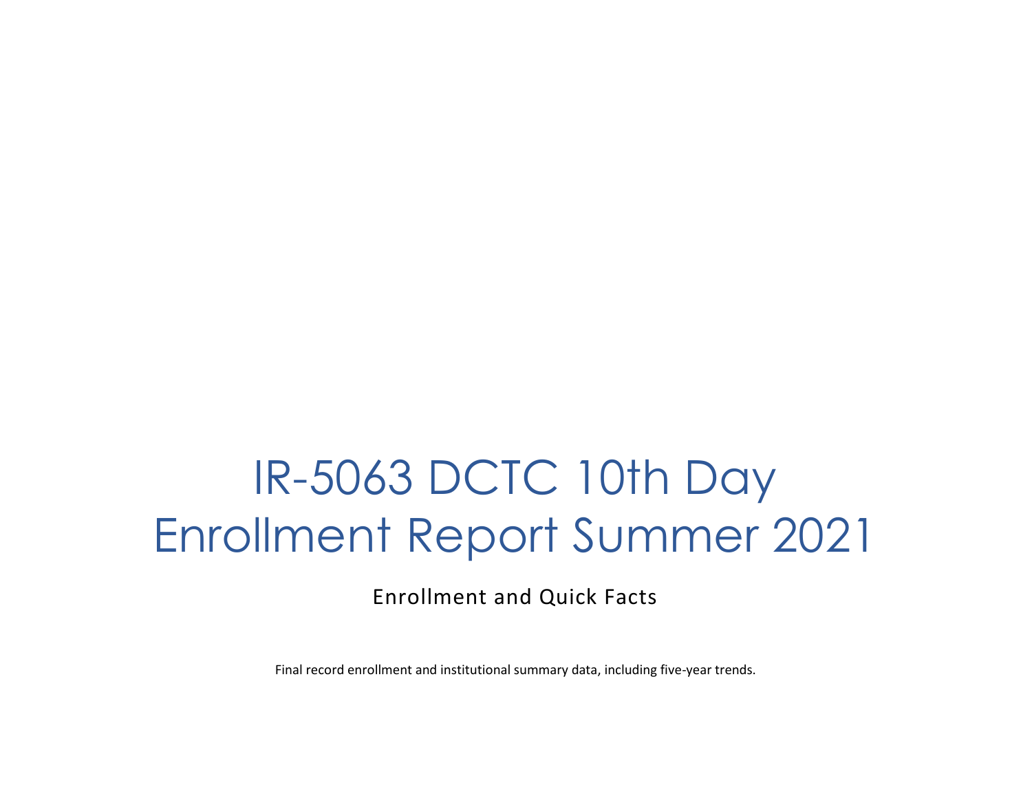# IR-5063 DCTC 10th Day Enrollment Report Summer 2021

Enrollment and Quick Facts

Final record enrollment and institutional summary data, including five-year trends.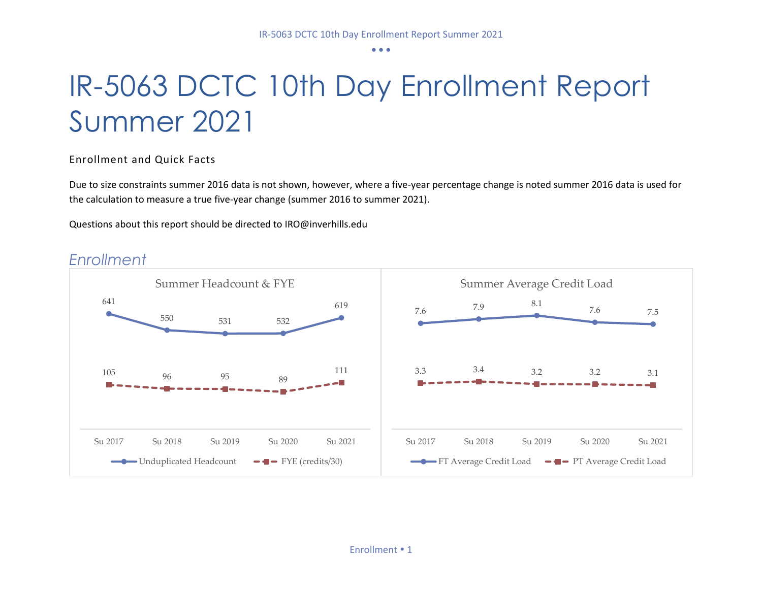# IR-5063 DCTC 10th Day Enrollment Report Summer 2021

Enrollment and Quick Facts

Due to size constraints summer 2016 data is not shown, however, where a five-year percentage change is noted summer 2016 data is used for the calculation to measure a true five-year change (summer 2016 to summer 2021).

Questions about this report should be directed to IRO@inverhills.edu

## *Enrollment*

**Summer Headcount & FYE**

| | Su 2017 | Su 2018 | Su 2019 | Su 2020 | Su 2021 |
|---|---|---|---|---|---|
| Unduplicated Headcount | 641 | 550 | 531 | 532 | 619 |
| FYE (credits/30) | 105 | 96 | 95 | 89 | 111 |

**Summer Average Credit Load**

| | Su 2017 | Su 2018 | Su 2019 | Su 2020 | Su 2021 |
|---|---|---|---|---|---|
| FT Average Credit Load | 7.6 | 7.9 | 8.1 | 7.6 | 7.5 |
| PT Average Credit Load | 3.3 | 3.4 | 3.2 | 3.2 | 3.1 |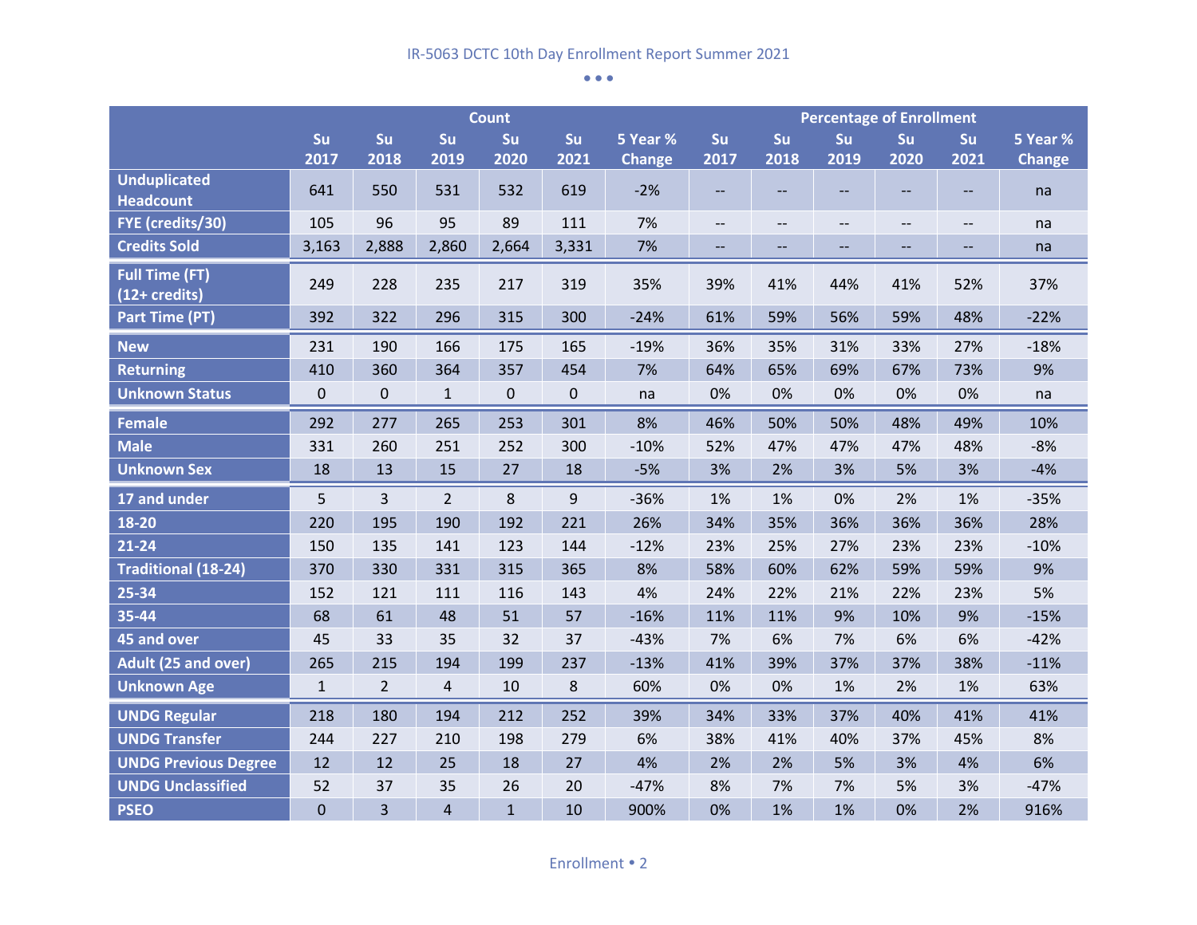| | Count | | | | | | Percentage of Enrollment | | | | | |
|---|---|---|---|---|---|---|---|---|---|---|---|---|
| | Su 2017 | Su 2018 | Su 2019 | Su 2020 | Su 2021 | 5 Year % Change | Su 2017 | Su 2018 | Su 2019 | Su 2020 | Su 2021 | 5 Year % Change |
| **Unduplicated Headcount** | 641 | 550 | 531 | 532 | 619 | -2% | -- | -- | -- | -- | -- | na |
| **FYE (credits/30)** | 105 | 96 | 95 | 89 | 111 | 7% | -- | -- | -- | -- | -- | na |
| **Credits Sold** | 3,163 | 2,888 | 2,860 | 2,664 | 3,331 | 7% | -- | -- | -- | -- | -- | na |
| **Full Time (FT) (12+ credits)** | 249 | 228 | 235 | 217 | 319 | 35% | 39% | 41% | 44% | 41% | 52% | 37% |
| **Part Time (PT)** | 392 | 322 | 296 | 315 | 300 | -24% | 61% | 59% | 56% | 59% | 48% | -22% |
| **New** | 231 | 190 | 166 | 175 | 165 | -19% | 36% | 35% | 31% | 33% | 27% | -18% |
| **Returning** | 410 | 360 | 364 | 357 | 454 | 7% | 64% | 65% | 69% | 67% | 73% | 9% |
| **Unknown Status** | 0 | 0 | 1 | 0 | 0 | na | 0% | 0% | 0% | 0% | 0% | na |
| **Female** | 292 | 277 | 265 | 253 | 301 | 8% | 46% | 50% | 50% | 48% | 49% | 10% |
| **Male** | 331 | 260 | 251 | 252 | 300 | -10% | 52% | 47% | 47% | 47% | 48% | -8% |
| **Unknown Sex** | 18 | 13 | 15 | 27 | 18 | -5% | 3% | 2% | 3% | 5% | 3% | -4% |
| **17 and under** | 5 | 3 | 2 | 8 | 9 | -36% | 1% | 1% | 0% | 2% | 1% | -35% |
| **18-20** | 220 | 195 | 190 | 192 | 221 | 26% | 34% | 35% | 36% | 36% | 36% | 28% |
| **21-24** | 150 | 135 | 141 | 123 | 144 | -12% | 23% | 25% | 27% | 23% | 23% | -10% |
| **Traditional (18-24)** | 370 | 330 | 331 | 315 | 365 | 8% | 58% | 60% | 62% | 59% | 59% | 9% |
| **25-34** | 152 | 121 | 111 | 116 | 143 | 4% | 24% | 22% | 21% | 22% | 23% | 5% |
| **35-44** | 68 | 61 | 48 | 51 | 57 | -16% | 11% | 11% | 9% | 10% | 9% | -15% |
| **45 and over** | 45 | 33 | 35 | 32 | 37 | -43% | 7% | 6% | 7% | 6% | 6% | -42% |
| **Adult (25 and over)** | 265 | 215 | 194 | 199 | 237 | -13% | 41% | 39% | 37% | 37% | 38% | -11% |
| **Unknown Age** | 1 | 2 | 4 | 10 | 8 | 60% | 0% | 0% | 1% | 2% | 1% | 63% |
| **UNDG Regular** | 218 | 180 | 194 | 212 | 252 | 39% | 34% | 33% | 37% | 40% | 41% | 41% |
| **UNDG Transfer** | 244 | 227 | 210 | 198 | 279 | 6% | 38% | 41% | 40% | 37% | 45% | 8% |
| **UNDG Previous Degree** | 12 | 12 | 25 | 18 | 27 | 4% | 2% | 2% | 5% | 3% | 4% | 6% |
| **UNDG Unclassified** | 52 | 37 | 35 | 26 | 20 | -47% | 8% | 7% | 7% | 5% | 3% | -47% |
| **PSEO** | 0 | 3 | 4 | 1 | 10 | 900% | 0% | 1% | 1% | 0% | 2% | 916% |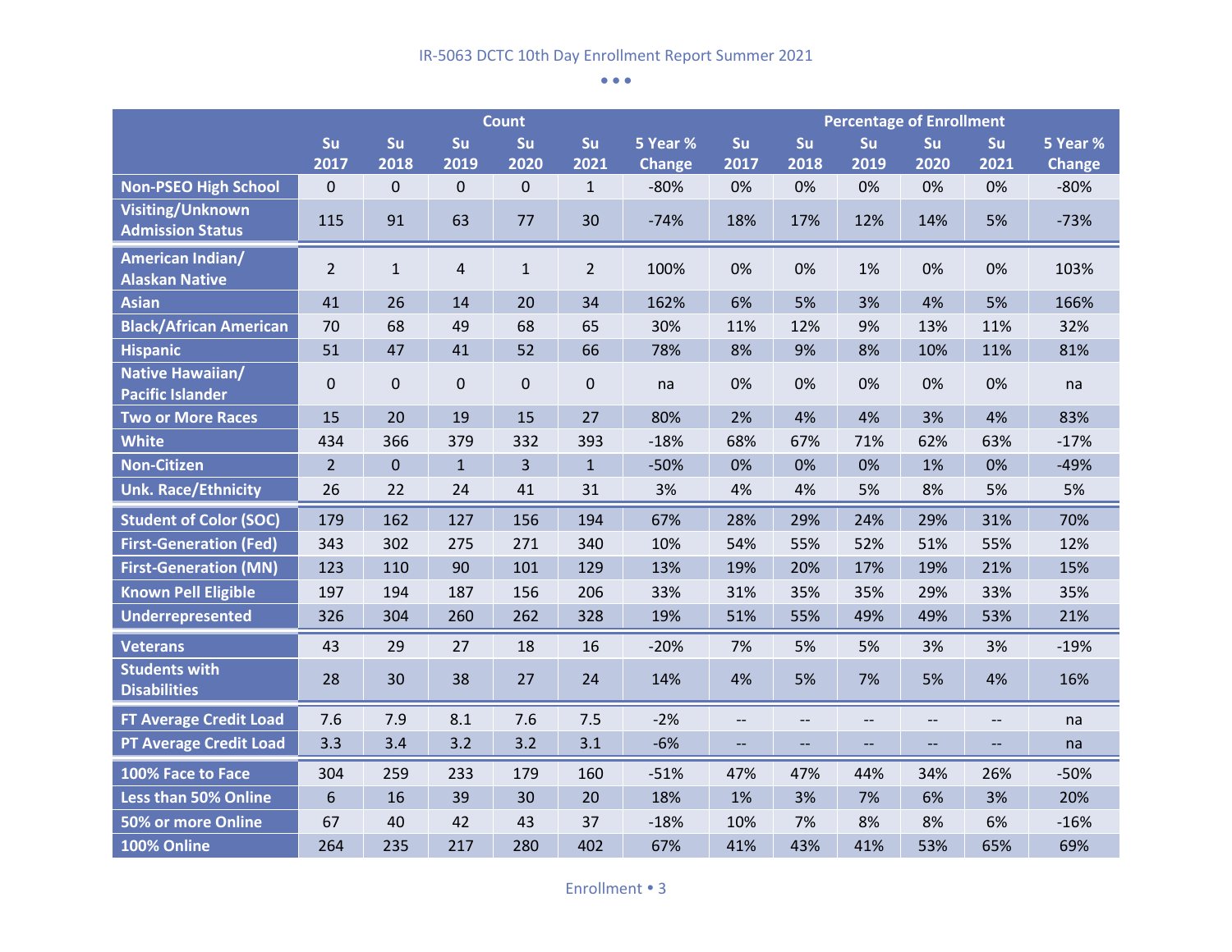| | Count | | | | | | Percentage of Enrollment | | | | | |
|---|---|---|---|---|---|---|---|---|---|---|---|---|
| | Su 2017 | Su 2018 | Su 2019 | Su 2020 | Su 2021 | 5 Year % Change | Su 2017 | Su 2018 | Su 2019 | Su 2020 | Su 2021 | 5 Year % Change |
| **Non-PSEO High School** | 0 | 0 | 0 | 0 | 1 | -80% | 0% | 0% | 0% | 0% | 0% | -80% |
| **Visiting/Unknown Admission Status** | 115 | 91 | 63 | 77 | 30 | -74% | 18% | 17% | 12% | 14% | 5% | -73% |
| **American Indian/ Alaskan Native** | 2 | 1 | 4 | 1 | 2 | 100% | 0% | 0% | 1% | 0% | 0% | 103% |
| **Asian** | 41 | 26 | 14 | 20 | 34 | 162% | 6% | 5% | 3% | 4% | 5% | 166% |
| **Black/African American** | 70 | 68 | 49 | 68 | 65 | 30% | 11% | 12% | 9% | 13% | 11% | 32% |
| **Hispanic** | 51 | 47 | 41 | 52 | 66 | 78% | 8% | 9% | 8% | 10% | 11% | 81% |
| **Native Hawaiian/ Pacific Islander** | 0 | 0 | 0 | 0 | 0 | na | 0% | 0% | 0% | 0% | 0% | na |
| **Two or More Races** | 15 | 20 | 19 | 15 | 27 | 80% | 2% | 4% | 4% | 3% | 4% | 83% |
| **White** | 434 | 366 | 379 | 332 | 393 | -18% | 68% | 67% | 71% | 62% | 63% | -17% |
| **Non-Citizen** | 2 | 0 | 1 | 3 | 1 | -50% | 0% | 0% | 0% | 1% | 0% | -49% |
| **Unk. Race/Ethnicity** | 26 | 22 | 24 | 41 | 31 | 3% | 4% | 4% | 5% | 8% | 5% | 5% |
| **Student of Color (SOC)** | 179 | 162 | 127 | 156 | 194 | 67% | 28% | 29% | 24% | 29% | 31% | 70% |
| **First-Generation (Fed)** | 343 | 302 | 275 | 271 | 340 | 10% | 54% | 55% | 52% | 51% | 55% | 12% |
| **First-Generation (MN)** | 123 | 110 | 90 | 101 | 129 | 13% | 19% | 20% | 17% | 19% | 21% | 15% |
| **Known Pell Eligible** | 197 | 194 | 187 | 156 | 206 | 33% | 31% | 35% | 35% | 29% | 33% | 35% |
| **Underrepresented** | 326 | 304 | 260 | 262 | 328 | 19% | 51% | 55% | 49% | 49% | 53% | 21% |
| **Veterans** | 43 | 29 | 27 | 18 | 16 | -20% | 7% | 5% | 5% | 3% | 3% | -19% |
| **Students with Disabilities** | 28 | 30 | 38 | 27 | 24 | 14% | 4% | 5% | 7% | 5% | 4% | 16% |
| **FT Average Credit Load** | 7.6 | 7.9 | 8.1 | 7.6 | 7.5 | -2% | -- | -- | -- | -- | -- | na |
| **PT Average Credit Load** | 3.3 | 3.4 | 3.2 | 3.2 | 3.1 | -6% | -- | -- | -- | -- | -- | na |
| **100% Face to Face** | 304 | 259 | 233 | 179 | 160 | -51% | 47% | 47% | 44% | 34% | 26% | -50% |
| **Less than 50% Online** | 6 | 16 | 39 | 30 | 20 | 18% | 1% | 3% | 7% | 6% | 3% | 20% |
| **50% or more Online** | 67 | 40 | 42 | 43 | 37 | -18% | 10% | 7% | 8% | 8% | 6% | -16% |
| **100% Online** | 264 | 235 | 217 | 280 | 402 | 67% | 41% | 43% | 41% | 53% | 65% | 69% |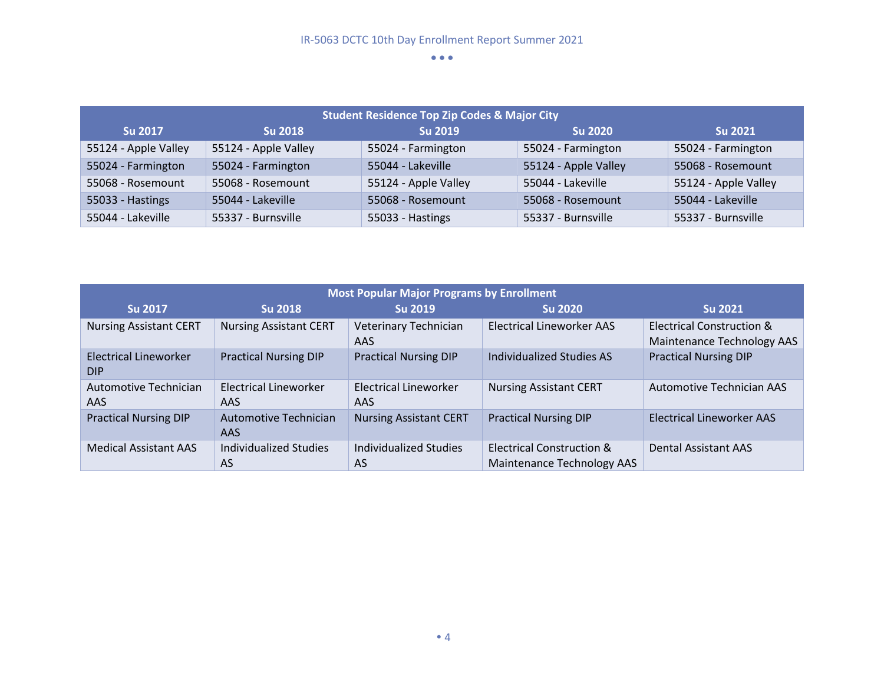| Student Residence Top Zip Codes & Major City | | | | |
|---|---|---|---|---|
| Su 2017 | Su 2018 | Su 2019 | Su 2020 | Su 2021 |
| 55124 - Apple Valley | 55124 - Apple Valley | 55024 - Farmington | 55024 - Farmington | 55024 - Farmington |
| 55024 - Farmington | 55024 - Farmington | 55044 - Lakeville | 55124 - Apple Valley | 55068 - Rosemount |
| 55068 - Rosemount | 55068 - Rosemount | 55124 - Apple Valley | 55044 - Lakeville | 55124 - Apple Valley |
| 55033 - Hastings | 55044 - Lakeville | 55068 - Rosemount | 55068 - Rosemount | 55044 - Lakeville |
| 55044 - Lakeville | 55337 - Burnsville | 55033 - Hastings | 55337 - Burnsville | 55337 - Burnsville |

| Most Popular Major Programs by Enrollment | | | | |
|---|---|---|---|---|
| Su 2017 | Su 2018 | Su 2019 | Su 2020 | Su 2021 |
| Nursing Assistant CERT | Nursing Assistant CERT | Veterinary Technician AAS | Electrical Lineworker AAS | Electrical Construction & Maintenance Technology AAS |
| Electrical Lineworker DIP | Practical Nursing DIP | Practical Nursing DIP | Individualized Studies AS | Practical Nursing DIP |
| Automotive Technician AAS | Electrical Lineworker AAS | Electrical Lineworker AAS | Nursing Assistant CERT | Automotive Technician AAS |
| Practical Nursing DIP | Automotive Technician AAS | Nursing Assistant CERT | Practical Nursing DIP | Electrical Lineworker AAS |
| Medical Assistant AAS | Individualized Studies AS | Individualized Studies AS | Electrical Construction & Maintenance Technology AAS | Dental Assistant AAS |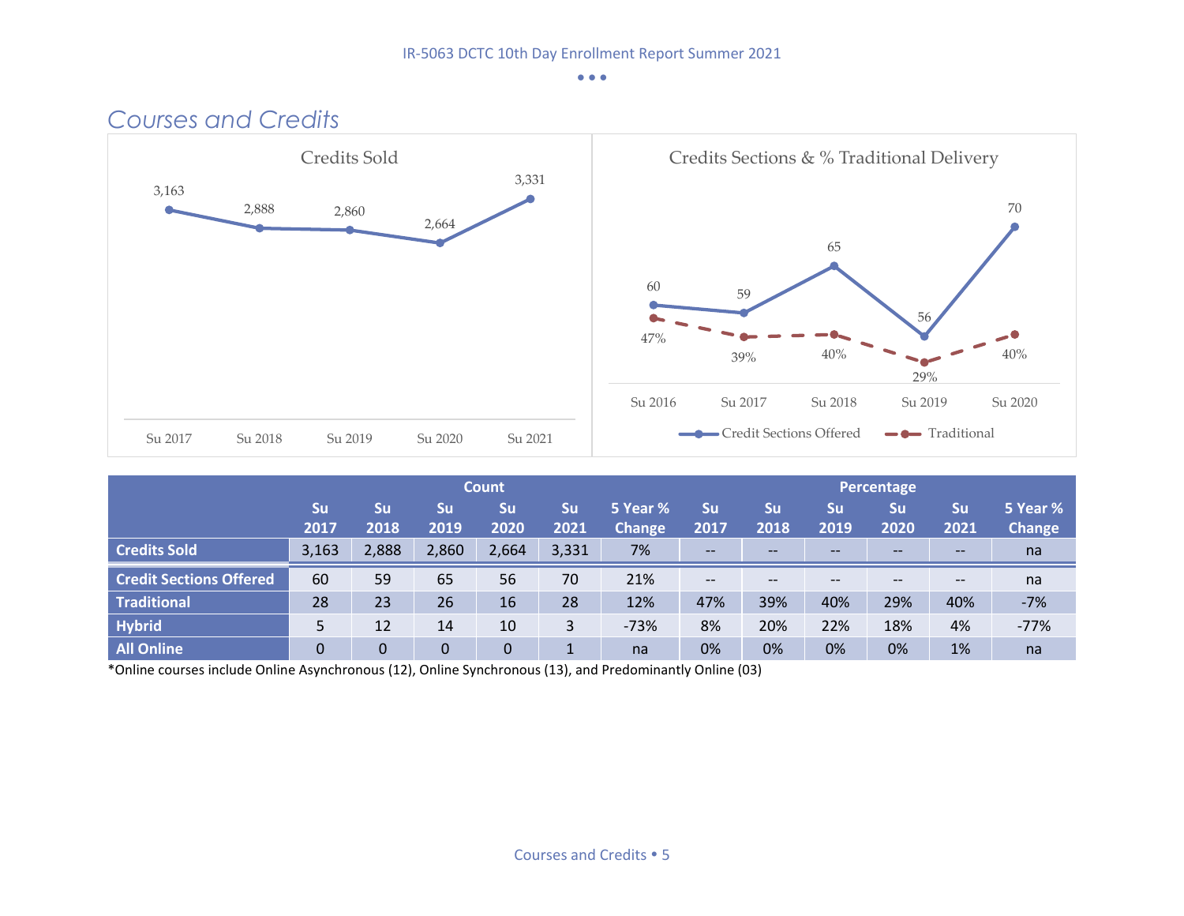## Courses and Credits

Credits Sold

Credits Sections & % Traditional Delivery

| | Count | | | | | | Percentage | | | | | |
|---|---|---|---|---|---|---|---|---|---|---|---|---|
| | Su 2017 | Su 2018 | Su 2019 | Su 2020 | Su 2021 | 5 Year % Change | Su 2017 | Su 2018 | Su 2019 | Su 2020 | Su 2021 | 5 Year % Change |
| **Credits Sold** | 3,163 | 2,888 | 2,860 | 2,664 | 3,331 | 7% | -- | -- | -- | -- | -- | na |
| **Credit Sections Offered** | 60 | 59 | 65 | 56 | 70 | 21% | -- | -- | -- | -- | -- | na |
| **Traditional** | 28 | 23 | 26 | 16 | 28 | 12% | 47% | 39% | 40% | 29% | 40% | -7% |
| **Hybrid** | 5 | 12 | 14 | 10 | 3 | -73% | 8% | 20% | 22% | 18% | 4% | -77% |
| **All Online** | 0 | 0 | 0 | 0 | 1 | na | 0% | 0% | 0% | 0% | 1% | na |

*Online courses include Online Asynchronous (12), Online Synchronous (13), and Predominantly Online (03)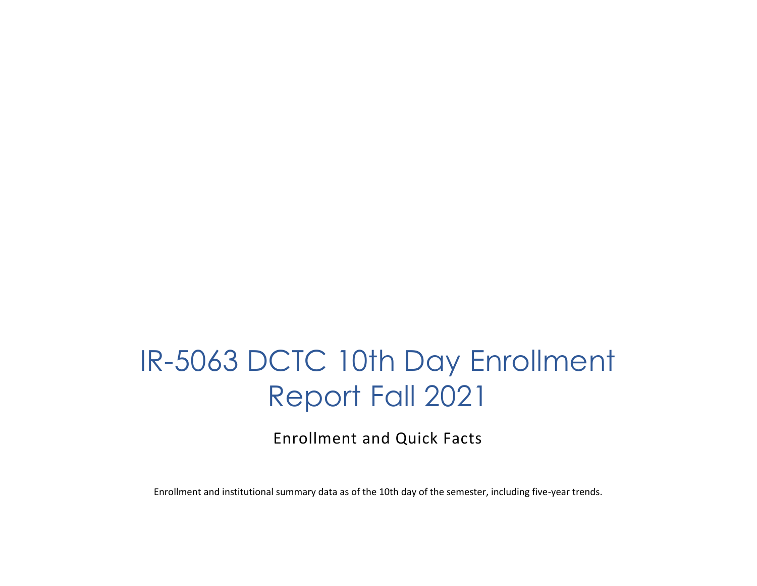# IR-5063 DCTC 10th Day Enrollment Report Fall 2021

## Enrollment and Quick Facts

Enrollment and institutional summary data as of the 10th day of the semester, including five-year trends.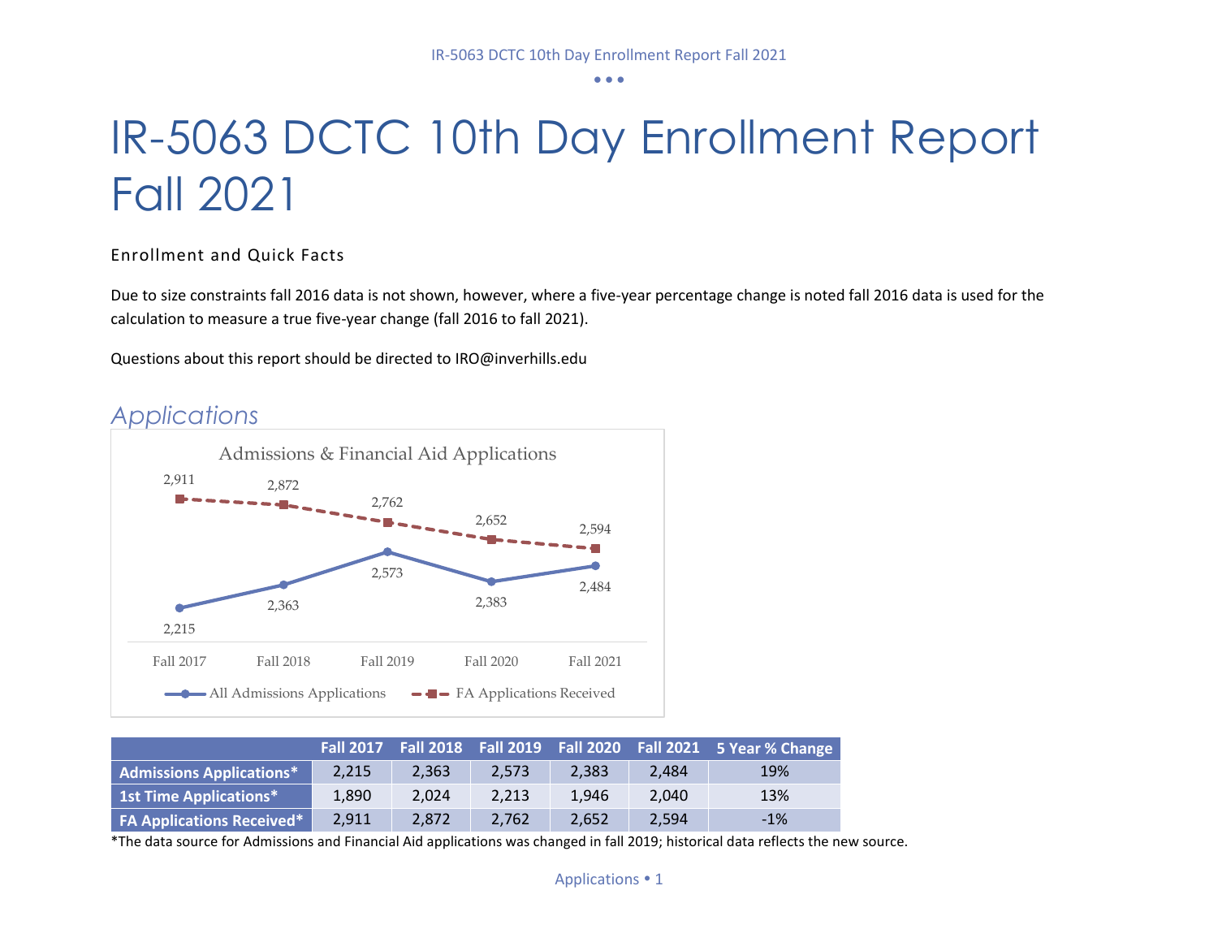# IR-5063 DCTC 10th Day Enrollment Report Fall 2021

Enrollment and Quick Facts

Due to size constraints fall 2016 data is not shown, however, where a five-year percentage change is noted fall 2016 data is used for the calculation to measure a true five-year change (fall 2016 to fall 2021).

Questions about this report should be directed to IRO@inverhills.edu

## *Applications*

| | Fall 2017 | Fall 2018 | Fall 2019 | Fall 2020 | Fall 2021 | 5 Year % Change |
|---|---|---|---|---|---|---|
| **Admissions Applications*** | 2,215 | 2,363 | 2,573 | 2,383 | 2,484 | 19% |
| **1st Time Applications*** | 1,890 | 2,024 | 2,213 | 1,946 | 2,040 | 13% |
| **FA Applications Received*** | 2,911 | 2,872 | 2,762 | 2,652 | 2,594 | -1% |

*The data source for Admissions and Financial Aid applications was changed in fall 2019; historical data reflects the new source.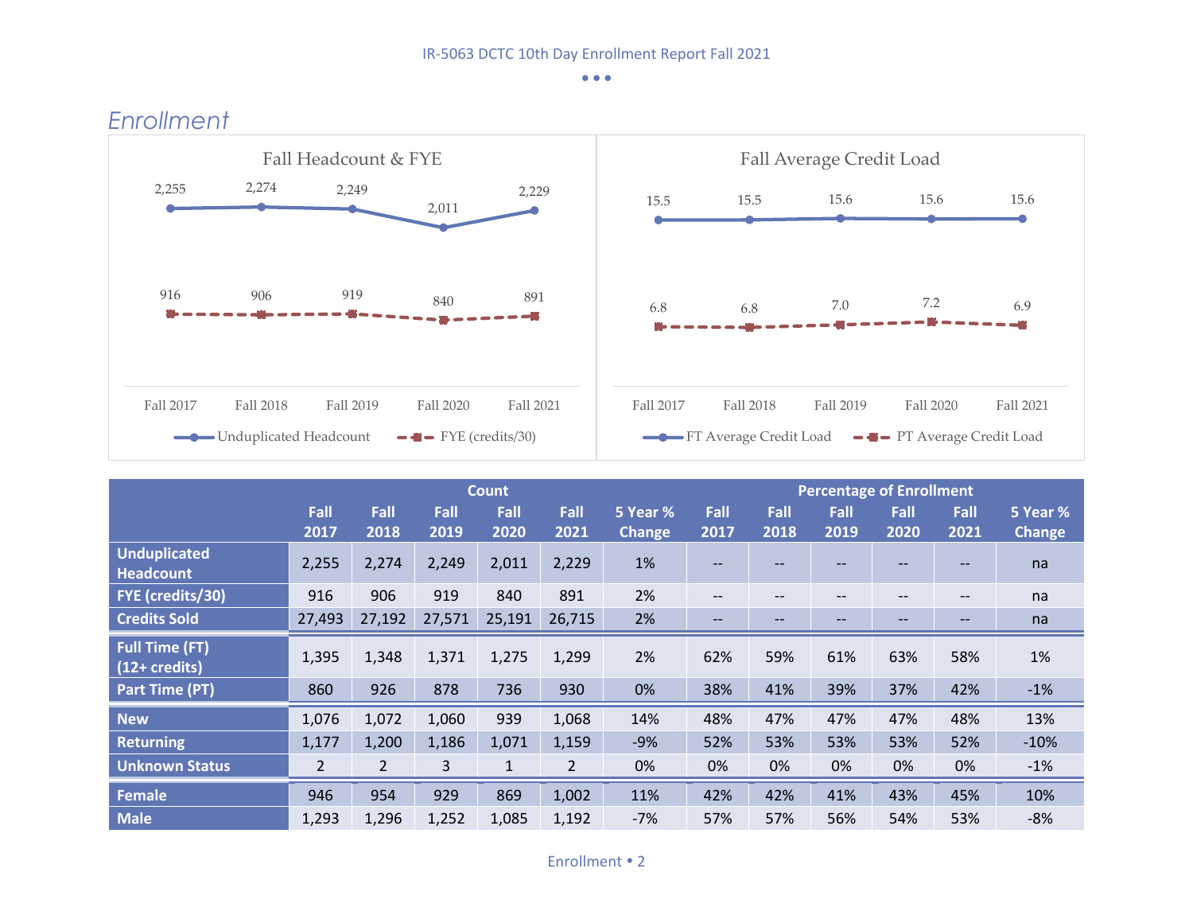## Enrollment

**Fall Headcount & FYE**

| | Fall 2017 | Fall 2018 | Fall 2019 | Fall 2020 | Fall 2021 |
|---|---|---|---|---|---|
| Unduplicated Headcount | 2,255 | 2,274 | 2,249 | 2,011 | 2,229 |
| FYE (credits/30) | 916 | 906 | 919 | 840 | 891 |

**Fall Average Credit Load**

| | Fall 2017 | Fall 2018 | Fall 2019 | Fall 2020 | Fall 2021 |
|---|---|---|---|---|---|
| FT Average Credit Load | 15.5 | 15.5 | 15.6 | 15.6 | 15.6 |
| PT Average Credit Load | 6.8 | 6.8 | 7.0 | 7.2 | 6.9 |

| | Count | | | | | | Percentage of Enrollment | | | | | |
|---|---|---|---|---|---|---|---|---|---|---|---|---|
| | Fall 2017 | Fall 2018 | Fall 2019 | Fall 2020 | Fall 2021 | 5 Year % Change | Fall 2017 | Fall 2018 | Fall 2019 | Fall 2020 | Fall 2021 | 5 Year % Change |
| **Unduplicated Headcount** | 2,255 | 2,274 | 2,249 | 2,011 | 2,229 | 1% | -- | -- | -- | -- | -- | na |
| **FYE (credits/30)** | 916 | 906 | 919 | 840 | 891 | 2% | -- | -- | -- | -- | -- | na |
| **Credits Sold** | 27,493 | 27,192 | 27,571 | 25,191 | 26,715 | 2% | -- | -- | -- | -- | -- | na |
| **Full Time (FT) (12+ credits)** | 1,395 | 1,348 | 1,371 | 1,275 | 1,299 | 2% | 62% | 59% | 61% | 63% | 58% | 1% |
| **Part Time (PT)** | 860 | 926 | 878 | 736 | 930 | 0% | 38% | 41% | 39% | 37% | 42% | -1% |
| **New** | 1,076 | 1,072 | 1,060 | 939 | 1,068 | 14% | 48% | 47% | 47% | 47% | 48% | 13% |
| **Returning** | 1,177 | 1,200 | 1,186 | 1,071 | 1,159 | -9% | 52% | 53% | 53% | 53% | 52% | -10% |
| **Unknown Status** | 2 | 2 | 3 | 1 | 2 | 0% | 0% | 0% | 0% | 0% | 0% | -1% |
| **Female** | 946 | 954 | 929 | 869 | 1,002 | 11% | 42% | 42% | 41% | 43% | 45% | 10% |
| **Male** | 1,293 | 1,296 | 1,252 | 1,085 | 1,192 | -7% | 57% | 57% | 56% | 54% | 53% | -8% |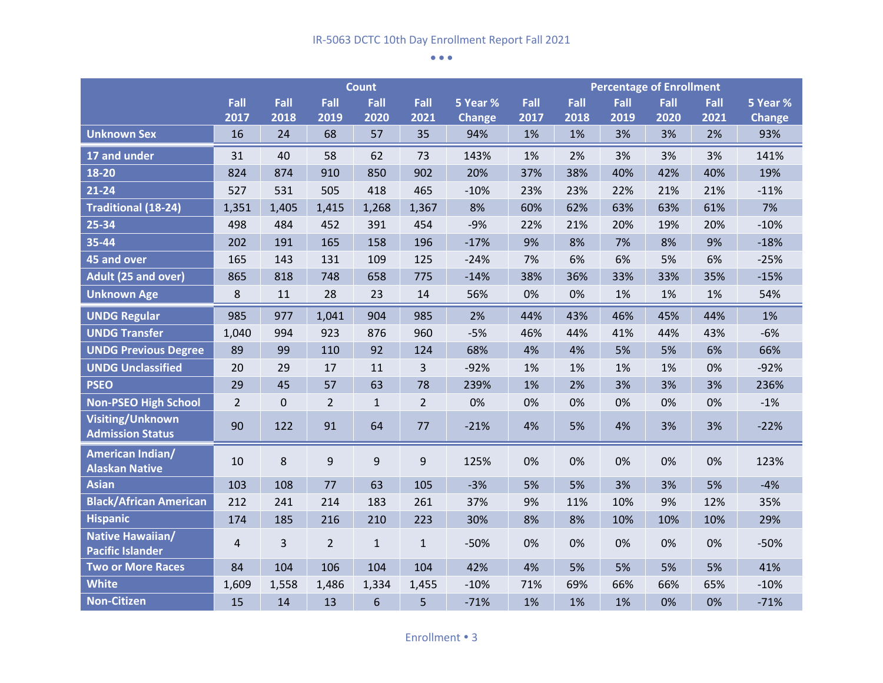| | Count | | | | | | Percentage of Enrollment | | | | | |
|---|---|---|---|---|---|---|---|---|---|---|---|---|
| | Fall 2017 | Fall 2018 | Fall 2019 | Fall 2020 | Fall 2021 | 5 Year % Change | Fall 2017 | Fall 2018 | Fall 2019 | Fall 2020 | Fall 2021 | 5 Year % Change |
| **Unknown Sex** | 16 | 24 | 68 | 57 | 35 | 94% | 1% | 1% | 3% | 3% | 2% | 93% |
| **17 and under** | 31 | 40 | 58 | 62 | 73 | 143% | 1% | 2% | 3% | 3% | 3% | 141% |
| **18-20** | 824 | 874 | 910 | 850 | 902 | 20% | 37% | 38% | 40% | 42% | 40% | 19% |
| **21-24** | 527 | 531 | 505 | 418 | 465 | -10% | 23% | 23% | 22% | 21% | 21% | -11% |
| **Traditional (18-24)** | 1,351 | 1,405 | 1,415 | 1,268 | 1,367 | 8% | 60% | 62% | 63% | 63% | 61% | 7% |
| **25-34** | 498 | 484 | 452 | 391 | 454 | -9% | 22% | 21% | 20% | 19% | 20% | -10% |
| **35-44** | 202 | 191 | 165 | 158 | 196 | -17% | 9% | 8% | 7% | 8% | 9% | -18% |
| **45 and over** | 165 | 143 | 131 | 109 | 125 | -24% | 7% | 6% | 6% | 5% | 6% | -25% |
| **Adult (25 and over)** | 865 | 818 | 748 | 658 | 775 | -14% | 38% | 36% | 33% | 33% | 35% | -15% |
| **Unknown Age** | 8 | 11 | 28 | 23 | 14 | 56% | 0% | 0% | 1% | 1% | 1% | 54% |
| **UNDG Regular** | 985 | 977 | 1,041 | 904 | 985 | 2% | 44% | 43% | 46% | 45% | 44% | 1% |
| **UNDG Transfer** | 1,040 | 994 | 923 | 876 | 960 | -5% | 46% | 44% | 41% | 44% | 43% | -6% |
| **UNDG Previous Degree** | 89 | 99 | 110 | 92 | 124 | 68% | 4% | 4% | 5% | 5% | 6% | 66% |
| **UNDG Unclassified** | 20 | 29 | 17 | 11 | 3 | -92% | 1% | 1% | 1% | 1% | 0% | -92% |
| **PSEO** | 29 | 45 | 57 | 63 | 78 | 239% | 1% | 2% | 3% | 3% | 3% | 236% |
| **Non-PSEO High School** | 2 | 0 | 2 | 1 | 2 | 0% | 0% | 0% | 0% | 0% | 0% | -1% |
| **Visiting/Unknown Admission Status** | 90 | 122 | 91 | 64 | 77 | -21% | 4% | 5% | 4% | 3% | 3% | -22% |
| **American Indian/ Alaskan Native** | 10 | 8 | 9 | 9 | 9 | 125% | 0% | 0% | 0% | 0% | 0% | 123% |
| **Asian** | 103 | 108 | 77 | 63 | 105 | -3% | 5% | 5% | 3% | 3% | 5% | -4% |
| **Black/African American** | 212 | 241 | 214 | 183 | 261 | 37% | 9% | 11% | 10% | 9% | 12% | 35% |
| **Hispanic** | 174 | 185 | 216 | 210 | 223 | 30% | 8% | 8% | 10% | 10% | 10% | 29% |
| **Native Hawaiian/ Pacific Islander** | 4 | 3 | 2 | 1 | 1 | -50% | 0% | 0% | 0% | 0% | 0% | -50% |
| **Two or More Races** | 84 | 104 | 106 | 104 | 104 | 42% | 4% | 5% | 5% | 5% | 5% | 41% |
| **White** | 1,609 | 1,558 | 1,486 | 1,334 | 1,455 | -10% | 71% | 69% | 66% | 66% | 65% | -10% |
| **Non-Citizen** | 15 | 14 | 13 | 6 | 5 | -71% | 1% | 1% | 1% | 0% | 0% | -71% |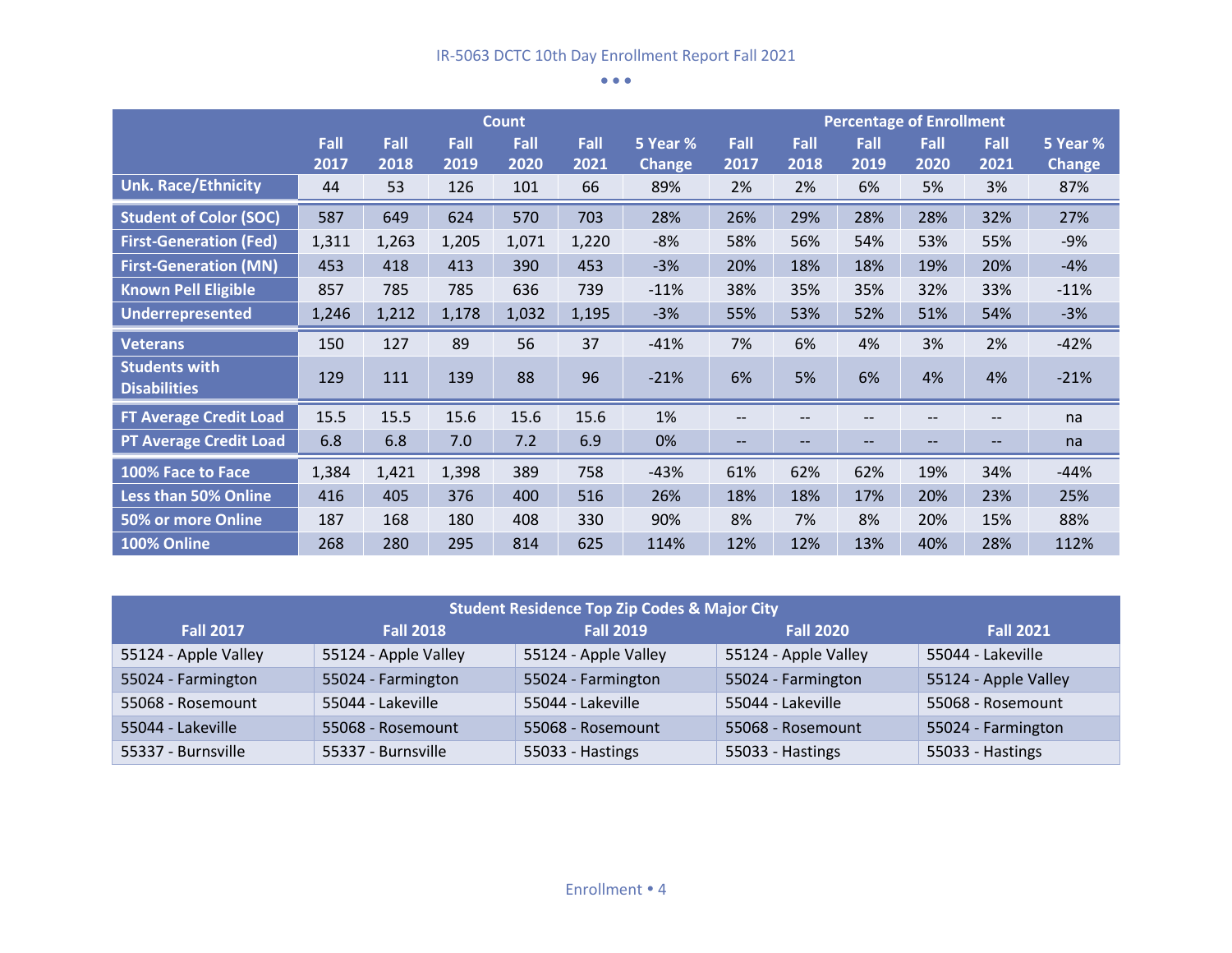| | Count | | | | | | Percentage of Enrollment | | | | | |
|---|---|---|---|---|---|---|---|---|---|---|---|---|
| | Fall 2017 | Fall 2018 | Fall 2019 | Fall 2020 | Fall 2021 | 5 Year % Change | Fall 2017 | Fall 2018 | Fall 2019 | Fall 2020 | Fall 2021 | 5 Year % Change |
| Unk. Race/Ethnicity | 44 | 53 | 126 | 101 | 66 | 89% | 2% | 2% | 6% | 5% | 3% | 87% |
| Student of Color (SOC) | 587 | 649 | 624 | 570 | 703 | 28% | 26% | 29% | 28% | 28% | 32% | 27% |
| First-Generation (Fed) | 1,311 | 1,263 | 1,205 | 1,071 | 1,220 | -8% | 58% | 56% | 54% | 53% | 55% | -9% |
| First-Generation (MN) | 453 | 418 | 413 | 390 | 453 | -3% | 20% | 18% | 18% | 19% | 20% | -4% |
| Known Pell Eligible | 857 | 785 | 785 | 636 | 739 | -11% | 38% | 35% | 35% | 32% | 33% | -11% |
| Underrepresented | 1,246 | 1,212 | 1,178 | 1,032 | 1,195 | -3% | 55% | 53% | 52% | 51% | 54% | -3% |
| Veterans | 150 | 127 | 89 | 56 | 37 | -41% | 7% | 6% | 4% | 3% | 2% | -42% |
| Students with Disabilities | 129 | 111 | 139 | 88 | 96 | -21% | 6% | 5% | 6% | 4% | 4% | -21% |
| FT Average Credit Load | 15.5 | 15.5 | 15.6 | 15.6 | 15.6 | 1% | -- | -- | -- | -- | -- | na |
| PT Average Credit Load | 6.8 | 6.8 | 7.0 | 7.2 | 6.9 | 0% | -- | -- | -- | -- | -- | na |
| 100% Face to Face | 1,384 | 1,421 | 1,398 | 389 | 758 | -43% | 61% | 62% | 62% | 19% | 34% | -44% |
| Less than 50% Online | 416 | 405 | 376 | 400 | 516 | 26% | 18% | 18% | 17% | 20% | 23% | 25% |
| 50% or more Online | 187 | 168 | 180 | 408 | 330 | 90% | 8% | 7% | 8% | 20% | 15% | 88% |
| 100% Online | 268 | 280 | 295 | 814 | 625 | 114% | 12% | 12% | 13% | 40% | 28% | 112% |

| Student Residence Top Zip Codes & Major City | | | | |
|---|---|---|---|---|
| Fall 2017 | Fall 2018 | Fall 2019 | Fall 2020 | Fall 2021 |
| 55124 - Apple Valley | 55124 - Apple Valley | 55124 - Apple Valley | 55124 - Apple Valley | 55044 - Lakeville |
| 55024 - Farmington | 55024 - Farmington | 55024 - Farmington | 55024 - Farmington | 55124 - Apple Valley |
| 55068 - Rosemount | 55044 - Lakeville | 55044 - Lakeville | 55044 - Lakeville | 55068 - Rosemount |
| 55044 - Lakeville | 55068 - Rosemount | 55068 - Rosemount | 55068 - Rosemount | 55024 - Farmington |
| 55337 - Burnsville | 55337 - Burnsville | 55033 - Hastings | 55033 - Hastings | 55033 - Hastings |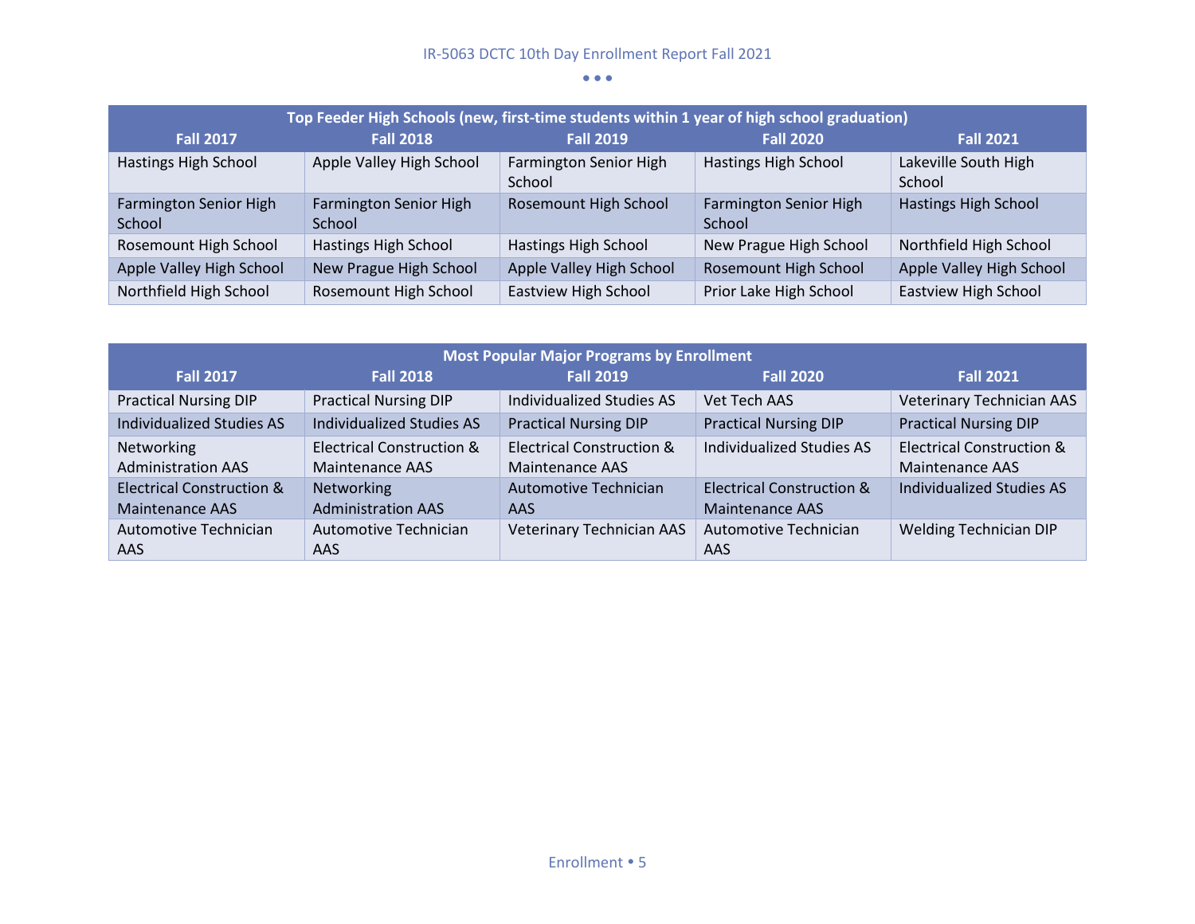| Top Feeder High Schools (new, first-time students within 1 year of high school graduation) | | | | |
|---|---|---|---|---|
| **Fall 2017** | **Fall 2018** | **Fall 2019** | **Fall 2020** | **Fall 2021** |
| Hastings High School | Apple Valley High School | Farmington Senior High School | Hastings High School | Lakeville South High School |
| Farmington Senior High School | Farmington Senior High School | Rosemount High School | Farmington Senior High School | Hastings High School |
| Rosemount High School | Hastings High School | Hastings High School | New Prague High School | Northfield High School |
| Apple Valley High School | New Prague High School | Apple Valley High School | Rosemount High School | Apple Valley High School |
| Northfield High School | Rosemount High School | Eastview High School | Prior Lake High School | Eastview High School |

| Most Popular Major Programs by Enrollment | | | | |
|---|---|---|---|---|
| **Fall 2017** | **Fall 2018** | **Fall 2019** | **Fall 2020** | **Fall 2021** |
| Practical Nursing DIP | Practical Nursing DIP | Individualized Studies AS | Vet Tech AAS | Veterinary Technician AAS |
| Individualized Studies AS | Individualized Studies AS | Practical Nursing DIP | Practical Nursing DIP | Practical Nursing DIP |
| Networking Administration AAS | Electrical Construction & Maintenance AAS | Electrical Construction & Maintenance AAS | Individualized Studies AS | Electrical Construction & Maintenance AAS |
| Electrical Construction & Maintenance AAS | Networking Administration AAS | Automotive Technician AAS | Electrical Construction & Maintenance AAS | Individualized Studies AS |
| Automotive Technician AAS | Automotive Technician AAS | Veterinary Technician AAS | Automotive Technician AAS | Welding Technician DIP |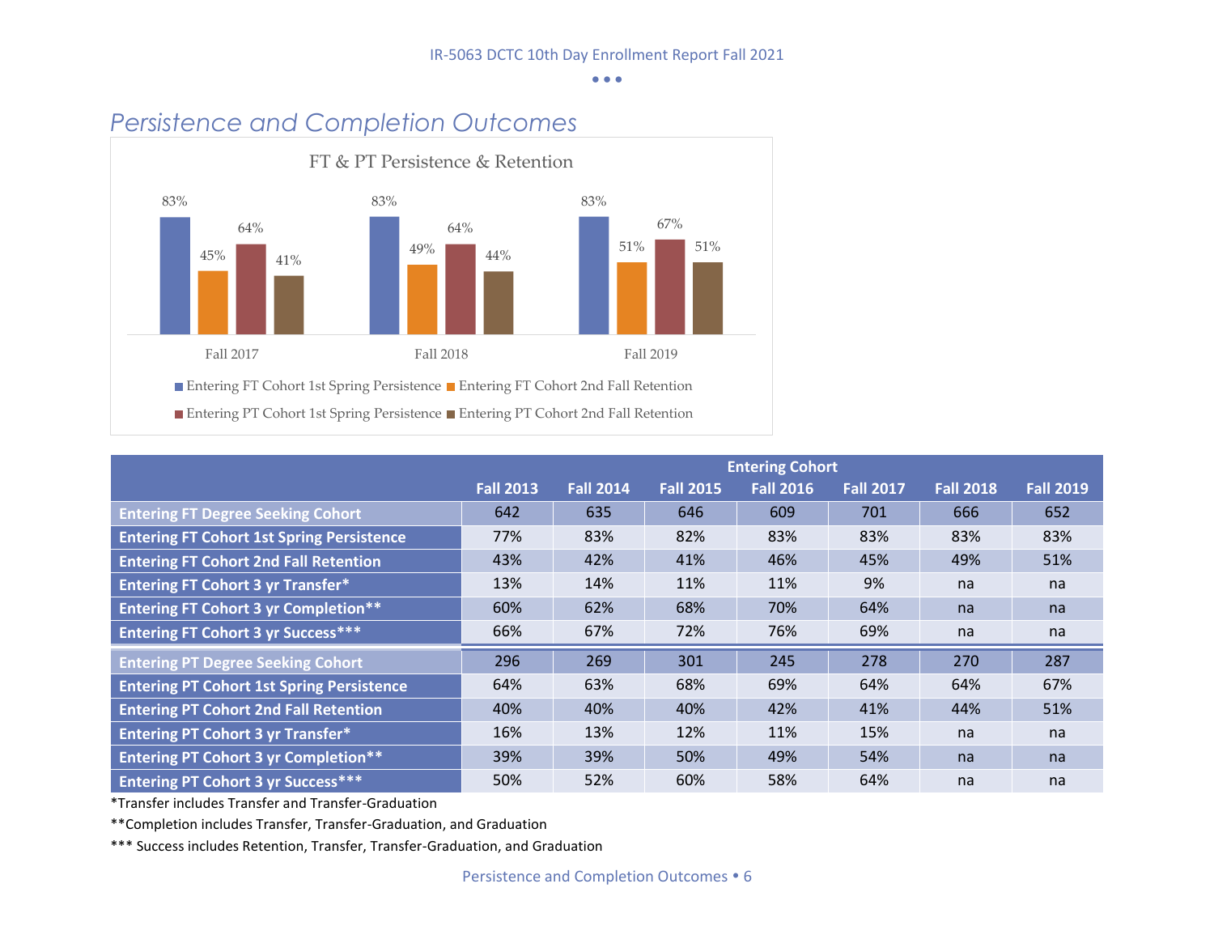## Persistence and Completion Outcomes

FT & PT Persistence & Retention

| | Fall 2017 | Fall 2018 | Fall 2019 |
|---|---|---|---|
| Entering FT Cohort 1st Spring Persistence | 83% | 83% | 83% |
| Entering FT Cohort 2nd Fall Retention | 45% | 49% | 51% |
| Entering PT Cohort 1st Spring Persistence | 64% | 64% | 67% |
| Entering PT Cohort 2nd Fall Retention | 41% | 44% | 51% |

| | Entering Cohort | | | | | | |
|---|---|---|---|---|---|---|---|
| | Fall 2013 | Fall 2014 | Fall 2015 | Fall 2016 | Fall 2017 | Fall 2018 | Fall 2019 |
| **Entering FT Degree Seeking Cohort** | 642 | 635 | 646 | 609 | 701 | 666 | 652 |
| **Entering FT Cohort 1st Spring Persistence** | 77% | 83% | 82% | 83% | 83% | 83% | 83% |
| **Entering FT Cohort 2nd Fall Retention** | 43% | 42% | 41% | 46% | 45% | 49% | 51% |
| **Entering FT Cohort 3 yr Transfer*** | 13% | 14% | 11% | 11% | 9% | na | na |
| **Entering FT Cohort 3 yr Completion**** | 60% | 62% | 68% | 70% | 64% | na | na |
| **Entering FT Cohort 3 yr Success***** | 66% | 67% | 72% | 76% | 69% | na | na |
| **Entering PT Degree Seeking Cohort** | 296 | 269 | 301 | 245 | 278 | 270 | 287 |
| **Entering PT Cohort 1st Spring Persistence** | 64% | 63% | 68% | 69% | 64% | 64% | 67% |
| **Entering PT Cohort 2nd Fall Retention** | 40% | 40% | 40% | 42% | 41% | 44% | 51% |
| **Entering PT Cohort 3 yr Transfer*** | 16% | 13% | 12% | 11% | 15% | na | na |
| **Entering PT Cohort 3 yr Completion**** | 39% | 39% | 50% | 49% | 54% | na | na |
| **Entering PT Cohort 3 yr Success***** | 50% | 52% | 60% | 58% | 64% | na | na |

*Transfer includes Transfer and Transfer-Graduation

**Completion includes Transfer, Transfer-Graduation, and Graduation

*** Success includes Retention, Transfer, Transfer-Graduation, and Graduation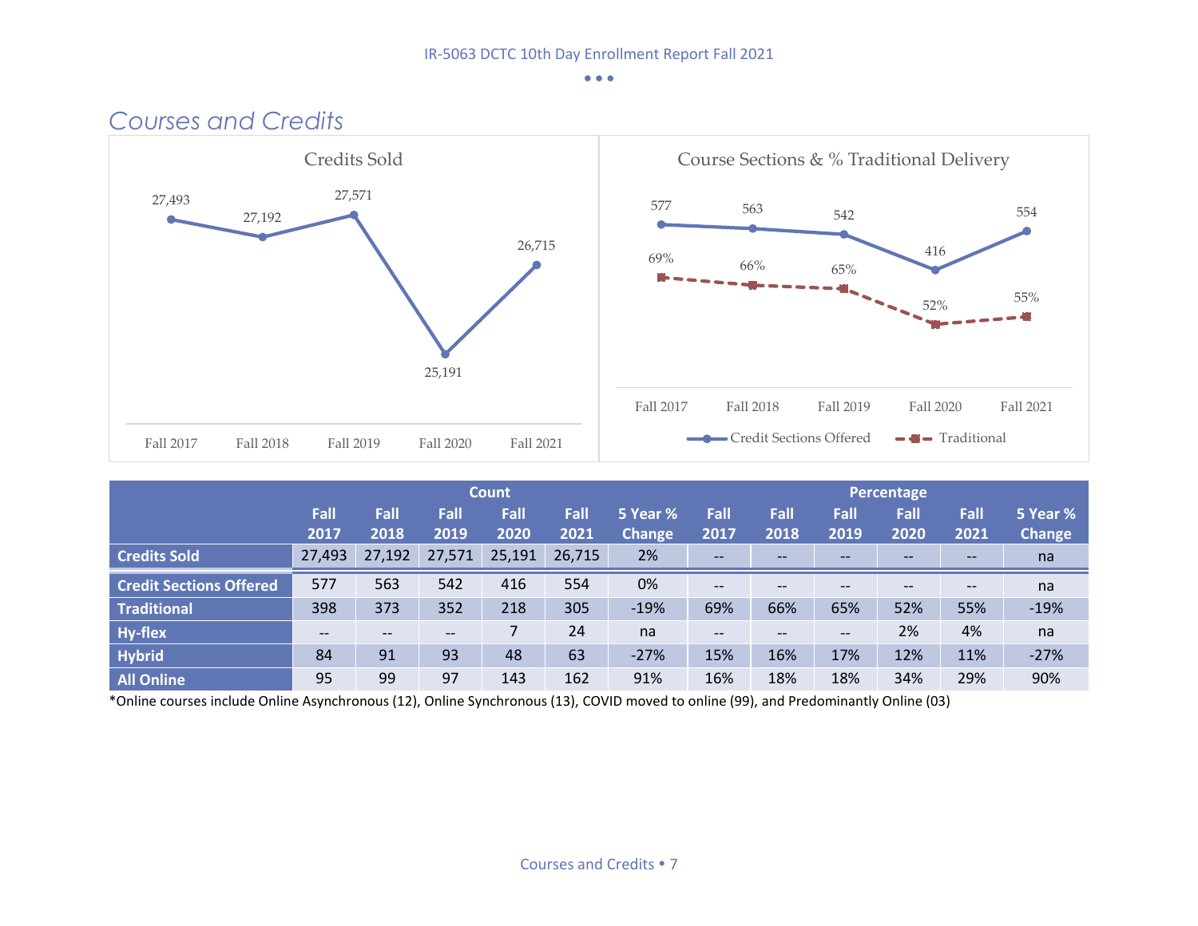## Courses and Credits

Credits Sold

| | Fall 2017 | Fall 2018 | Fall 2019 | Fall 2020 | Fall 2021 |
|---|---|---|---|---|---|
| Credits Sold | 27,493 | 27,192 | 27,571 | 25,191 | 26,715 |

Course Sections & % Traditional Delivery

| | Fall 2017 | Fall 2018 | Fall 2019 | Fall 2020 | Fall 2021 |
|---|---|---|---|---|---|
| Credit Sections Offered | 577 | 563 | 542 | 416 | 554 |
| Traditional | 69% | 66% | 65% | 52% | 55% |

| | Count | | | | | | Percentage | | | | | |
|---|---|---|---|---|---|---|---|---|---|---|---|---|
| | Fall 2017 | Fall 2018 | Fall 2019 | Fall 2020 | Fall 2021 | 5 Year % Change | Fall 2017 | Fall 2018 | Fall 2019 | Fall 2020 | Fall 2021 | 5 Year % Change |
| **Credits Sold** | 27,493 | 27,192 | 27,571 | 25,191 | 26,715 | 2% | -- | -- | -- | -- | -- | na |
| **Credit Sections Offered** | 577 | 563 | 542 | 416 | 554 | 0% | -- | -- | -- | -- | -- | na |
| **Traditional** | 398 | 373 | 352 | 218 | 305 | -19% | 69% | 66% | 65% | 52% | 55% | -19% |
| **Hy-flex** | -- | -- | -- | 7 | 24 | na | -- | -- | -- | 2% | 4% | na |
| **Hybrid** | 84 | 91 | 93 | 48 | 63 | -27% | 15% | 16% | 17% | 12% | 11% | -27% |
| **All Online** | 95 | 99 | 97 | 143 | 162 | 91% | 16% | 18% | 18% | 34% | 29% | 90% |

*Online courses include Online Asynchronous (12), Online Synchronous (13), COVID moved to online (99), and Predominantly Online (03)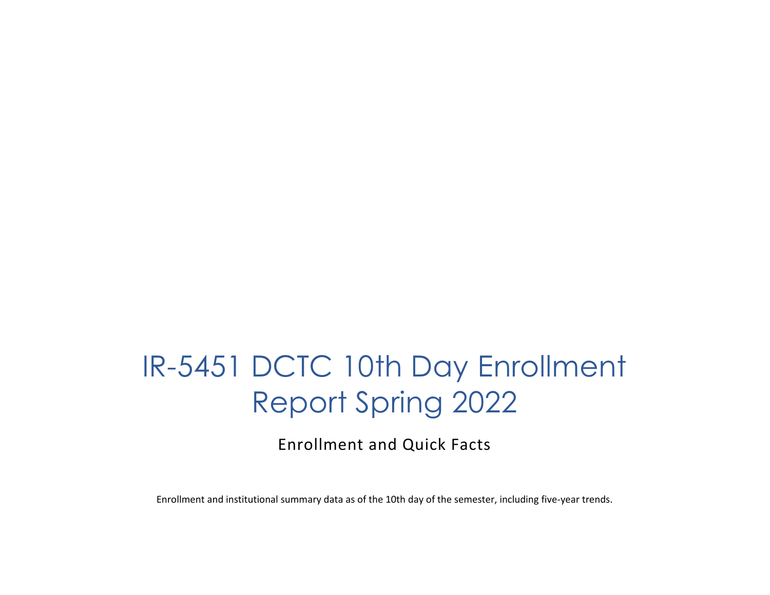# IR-5451 DCTC 10th Day Enrollment Report Spring 2022

Enrollment and Quick Facts

Enrollment and institutional summary data as of the 10th day of the semester, including five-year trends.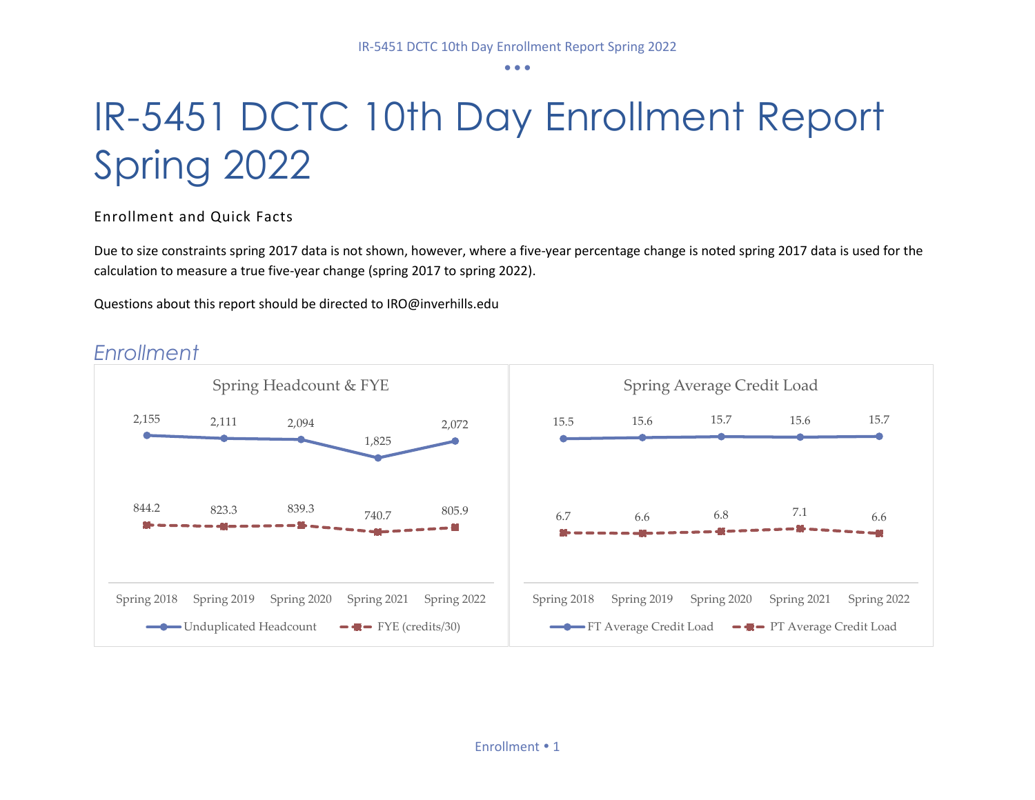# IR-5451 DCTC 10th Day Enrollment Report Spring 2022

Enrollment and Quick Facts

Due to size constraints spring 2017 data is not shown, however, where a five-year percentage change is noted spring 2017 data is used for the calculation to measure a true five-year change (spring 2017 to spring 2022).

Questions about this report should be directed to IRO@inverhills.edu

## *Enrollment*

**Spring Headcount & FYE**

| | Spring 2018 | Spring 2019 | Spring 2020 | Spring 2021 | Spring 2022 |
|---|---|---|---|---|---|
| Unduplicated Headcount | 2,155 | 2,111 | 2,094 | 1,825 | 2,072 |
| FYE (credits/30) | 844.2 | 823.3 | 839.3 | 740.7 | 805.9 |

**Spring Average Credit Load**

| | Spring 2018 | Spring 2019 | Spring 2020 | Spring 2021 | Spring 2022 |
|---|---|---|---|---|---|
| FT Average Credit Load | 15.5 | 15.6 | 15.7 | 15.6 | 15.7 |
| PT Average Credit Load | 6.7 | 6.6 | 6.8 | 7.1 | 6.6 |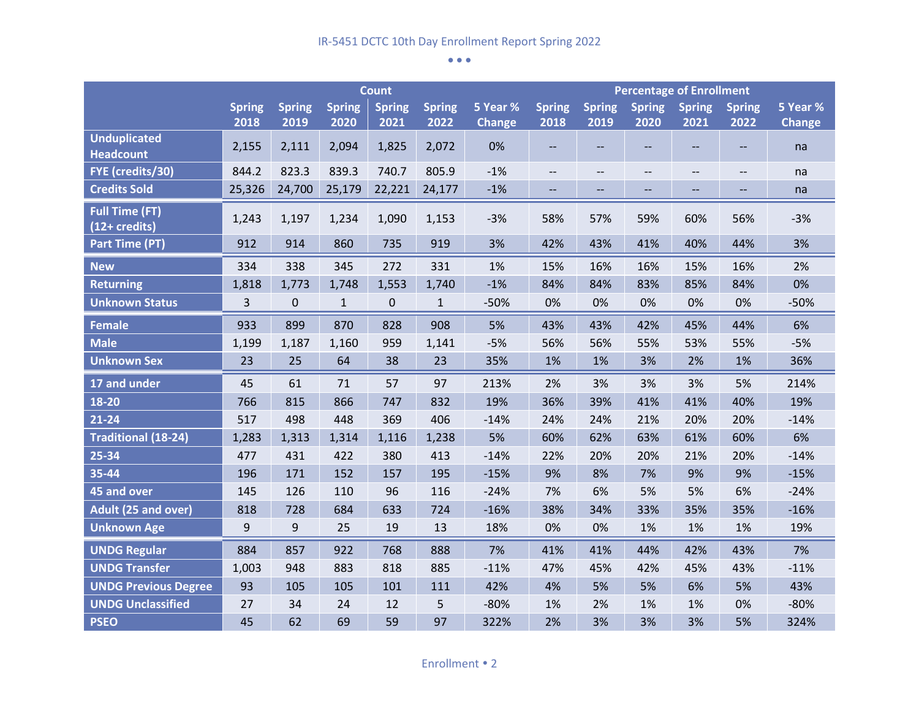| | Count | | | | | | Percentage of Enrollment | | | | | |
|---|---|---|---|---|---|---|---|---|---|---|---|---|
| | Spring 2018 | Spring 2019 | Spring 2020 | Spring 2021 | Spring 2022 | 5 Year % Change | Spring 2018 | Spring 2019 | Spring 2020 | Spring 2021 | Spring 2022 | 5 Year % Change |
| **Unduplicated Headcount** | 2,155 | 2,111 | 2,094 | 1,825 | 2,072 | 0% | -- | -- | -- | -- | -- | na |
| **FYE (credits/30)** | 844.2 | 823.3 | 839.3 | 740.7 | 805.9 | -1% | -- | -- | -- | -- | -- | na |
| **Credits Sold** | 25,326 | 24,700 | 25,179 | 22,221 | 24,177 | -1% | -- | -- | -- | -- | -- | na |
| **Full Time (FT) (12+ credits)** | 1,243 | 1,197 | 1,234 | 1,090 | 1,153 | -3% | 58% | 57% | 59% | 60% | 56% | -3% |
| **Part Time (PT)** | 912 | 914 | 860 | 735 | 919 | 3% | 42% | 43% | 41% | 40% | 44% | 3% |
| **New** | 334 | 338 | 345 | 272 | 331 | 1% | 15% | 16% | 16% | 15% | 16% | 2% |
| **Returning** | 1,818 | 1,773 | 1,748 | 1,553 | 1,740 | -1% | 84% | 84% | 83% | 85% | 84% | 0% |
| **Unknown Status** | 3 | 0 | 1 | 0 | 1 | -50% | 0% | 0% | 0% | 0% | 0% | -50% |
| **Female** | 933 | 899 | 870 | 828 | 908 | 5% | 43% | 43% | 42% | 45% | 44% | 6% |
| **Male** | 1,199 | 1,187 | 1,160 | 959 | 1,141 | -5% | 56% | 56% | 55% | 53% | 55% | -5% |
| **Unknown Sex** | 23 | 25 | 64 | 38 | 23 | 35% | 1% | 1% | 3% | 2% | 1% | 36% |
| **17 and under** | 45 | 61 | 71 | 57 | 97 | 213% | 2% | 3% | 3% | 3% | 5% | 214% |
| **18-20** | 766 | 815 | 866 | 747 | 832 | 19% | 36% | 39% | 41% | 41% | 40% | 19% |
| **21-24** | 517 | 498 | 448 | 369 | 406 | -14% | 24% | 24% | 21% | 20% | 20% | -14% |
| **Traditional (18-24)** | 1,283 | 1,313 | 1,314 | 1,116 | 1,238 | 5% | 60% | 62% | 63% | 61% | 60% | 6% |
| **25-34** | 477 | 431 | 422 | 380 | 413 | -14% | 22% | 20% | 20% | 21% | 20% | -14% |
| **35-44** | 196 | 171 | 152 | 157 | 195 | -15% | 9% | 8% | 7% | 9% | 9% | -15% |
| **45 and over** | 145 | 126 | 110 | 96 | 116 | -24% | 7% | 6% | 5% | 5% | 6% | -24% |
| **Adult (25 and over)** | 818 | 728 | 684 | 633 | 724 | -16% | 38% | 34% | 33% | 35% | 35% | -16% |
| **Unknown Age** | 9 | 9 | 25 | 19 | 13 | 18% | 0% | 0% | 1% | 1% | 1% | 19% |
| **UNDG Regular** | 884 | 857 | 922 | 768 | 888 | 7% | 41% | 41% | 44% | 42% | 43% | 7% |
| **UNDG Transfer** | 1,003 | 948 | 883 | 818 | 885 | -11% | 47% | 45% | 42% | 45% | 43% | -11% |
| **UNDG Previous Degree** | 93 | 105 | 105 | 101 | 111 | 42% | 4% | 5% | 5% | 6% | 5% | 43% |
| **UNDG Unclassified** | 27 | 34 | 24 | 12 | 5 | -80% | 1% | 2% | 1% | 1% | 0% | -80% |
| **PSEO** | 45 | 62 | 69 | 59 | 97 | 322% | 2% | 3% | 3% | 3% | 5% | 324% |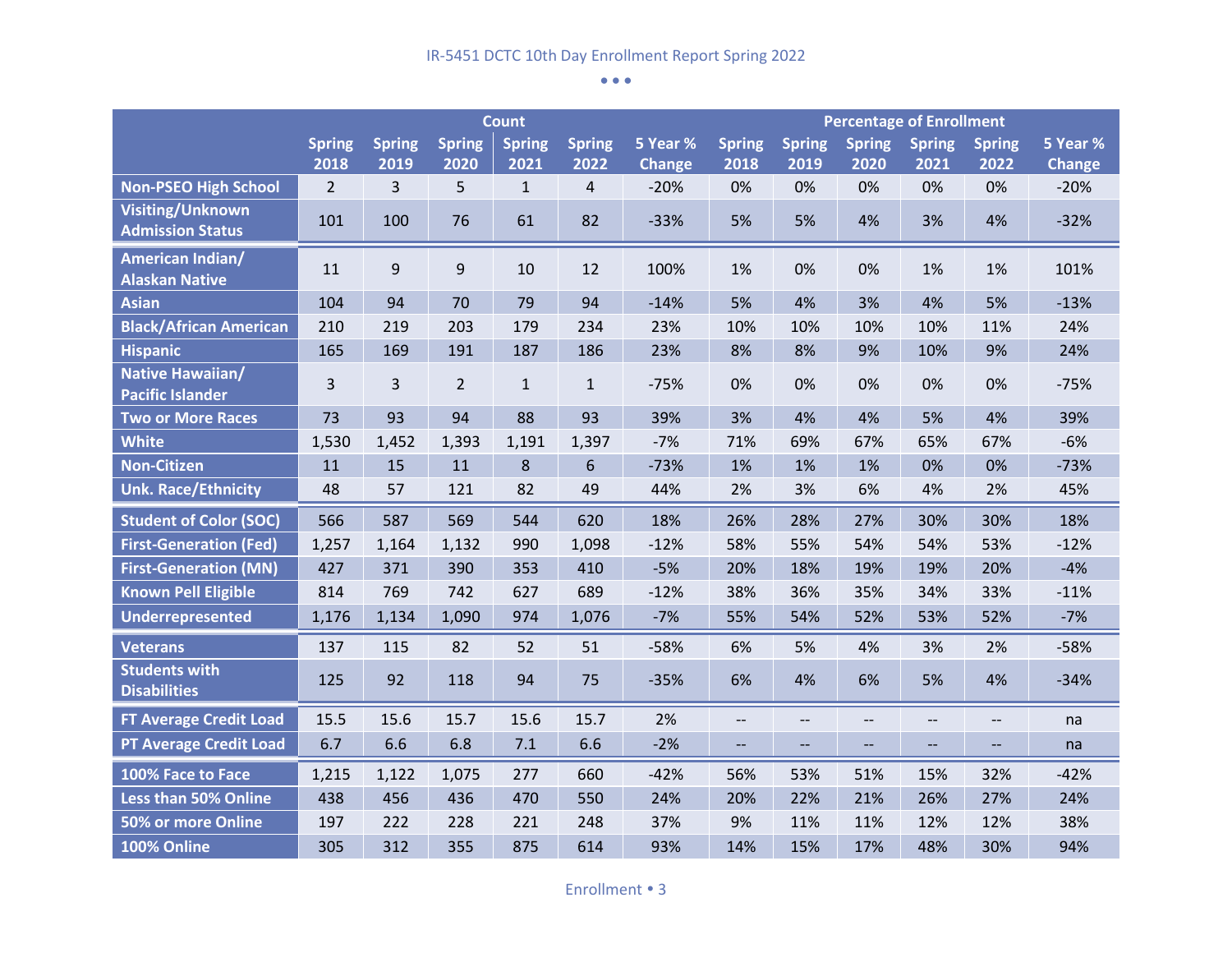| | Count | | | | | | Percentage of Enrollment | | | | | |
|---|---|---|---|---|---|---|---|---|---|---|---|---|
| | Spring 2018 | Spring 2019 | Spring 2020 | Spring 2021 | Spring 2022 | 5 Year % Change | Spring 2018 | Spring 2019 | Spring 2020 | Spring 2021 | Spring 2022 | 5 Year % Change |
| Non-PSEO High School | 2 | 3 | 5 | 1 | 4 | -20% | 0% | 0% | 0% | 0% | 0% | -20% |
| Visiting/Unknown Admission Status | 101 | 100 | 76 | 61 | 82 | -33% | 5% | 5% | 4% | 3% | 4% | -32% |
| American Indian/ Alaskan Native | 11 | 9 | 9 | 10 | 12 | 100% | 1% | 0% | 0% | 1% | 1% | 101% |
| Asian | 104 | 94 | 70 | 79 | 94 | -14% | 5% | 4% | 3% | 4% | 5% | -13% |
| Black/African American | 210 | 219 | 203 | 179 | 234 | 23% | 10% | 10% | 10% | 10% | 11% | 24% |
| Hispanic | 165 | 169 | 191 | 187 | 186 | 23% | 8% | 8% | 9% | 10% | 9% | 24% |
| Native Hawaiian/ Pacific Islander | 3 | 3 | 2 | 1 | 1 | -75% | 0% | 0% | 0% | 0% | 0% | -75% |
| Two or More Races | 73 | 93 | 94 | 88 | 93 | 39% | 3% | 4% | 4% | 5% | 4% | 39% |
| White | 1,530 | 1,452 | 1,393 | 1,191 | 1,397 | -7% | 71% | 69% | 67% | 65% | 67% | -6% |
| Non-Citizen | 11 | 15 | 11 | 8 | 6 | -73% | 1% | 1% | 1% | 0% | 0% | -73% |
| Unk. Race/Ethnicity | 48 | 57 | 121 | 82 | 49 | 44% | 2% | 3% | 6% | 4% | 2% | 45% |
| Student of Color (SOC) | 566 | 587 | 569 | 544 | 620 | 18% | 26% | 28% | 27% | 30% | 30% | 18% |
| First-Generation (Fed) | 1,257 | 1,164 | 1,132 | 990 | 1,098 | -12% | 58% | 55% | 54% | 54% | 53% | -12% |
| First-Generation (MN) | 427 | 371 | 390 | 353 | 410 | -5% | 20% | 18% | 19% | 19% | 20% | -4% |
| Known Pell Eligible | 814 | 769 | 742 | 627 | 689 | -12% | 38% | 36% | 35% | 34% | 33% | -11% |
| Underrepresented | 1,176 | 1,134 | 1,090 | 974 | 1,076 | -7% | 55% | 54% | 52% | 53% | 52% | -7% |
| Veterans | 137 | 115 | 82 | 52 | 51 | -58% | 6% | 5% | 4% | 3% | 2% | -58% |
| Students with Disabilities | 125 | 92 | 118 | 94 | 75 | -35% | 6% | 4% | 6% | 5% | 4% | -34% |
| FT Average Credit Load | 15.5 | 15.6 | 15.7 | 15.6 | 15.7 | 2% | -- | -- | -- | -- | -- | na |
| PT Average Credit Load | 6.7 | 6.6 | 6.8 | 7.1 | 6.6 | -2% | -- | -- | -- | -- | -- | na |
| 100% Face to Face | 1,215 | 1,122 | 1,075 | 277 | 660 | -42% | 56% | 53% | 51% | 15% | 32% | -42% |
| Less than 50% Online | 438 | 456 | 436 | 470 | 550 | 24% | 20% | 22% | 21% | 26% | 27% | 24% |
| 50% or more Online | 197 | 222 | 228 | 221 | 248 | 37% | 9% | 11% | 11% | 12% | 12% | 38% |
| 100% Online | 305 | 312 | 355 | 875 | 614 | 93% | 14% | 15% | 17% | 48% | 30% | 94% |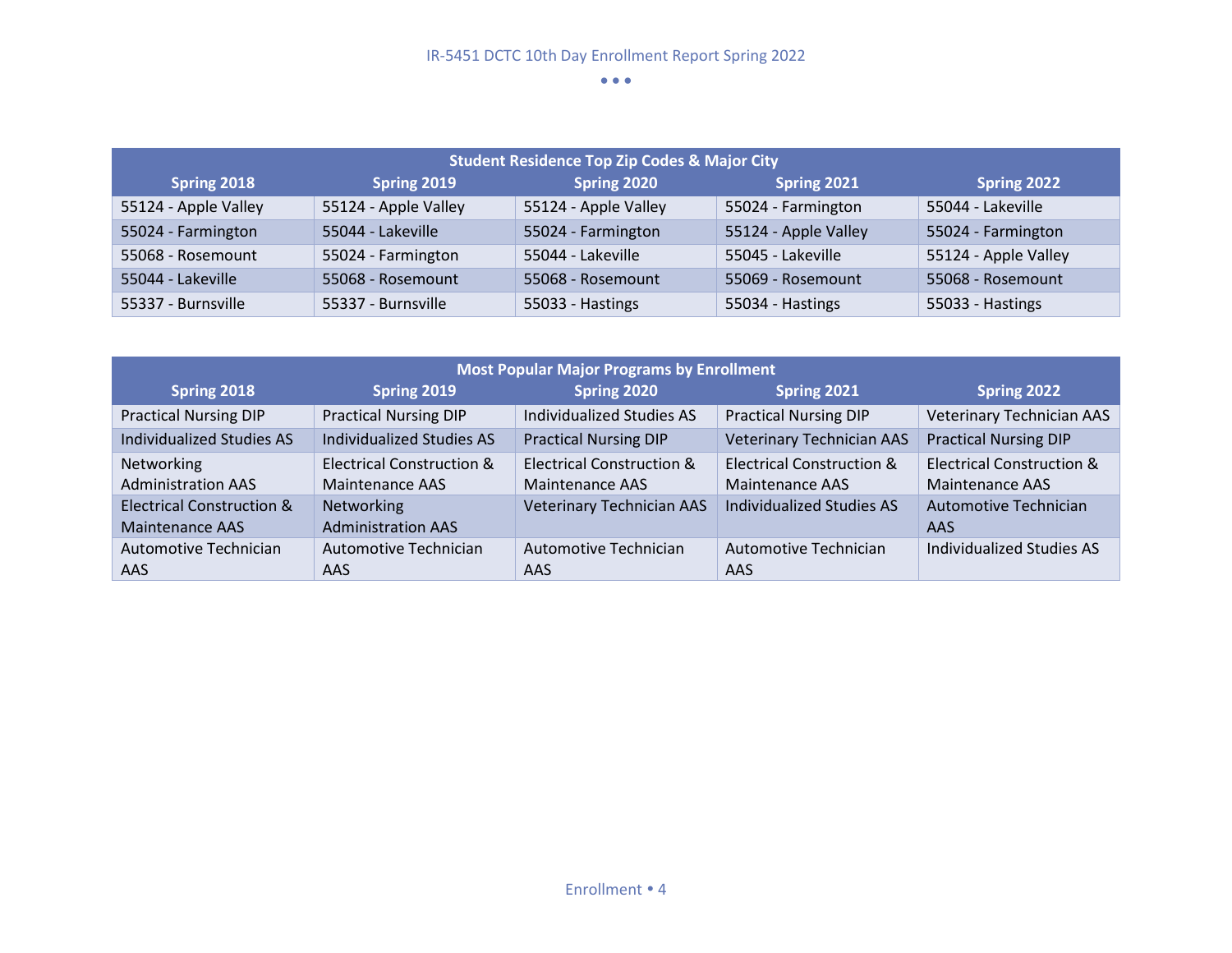| Student Residence Top Zip Codes & Major City | | | | |
|---|---|---|---|---|
| **Spring 2018** | **Spring 2019** | **Spring 2020** | **Spring 2021** | **Spring 2022** |
| 55124 - Apple Valley | 55124 - Apple Valley | 55124 - Apple Valley | 55024 - Farmington | 55044 - Lakeville |
| 55024 - Farmington | 55044 - Lakeville | 55024 - Farmington | 55124 - Apple Valley | 55024 - Farmington |
| 55068 - Rosemount | 55024 - Farmington | 55044 - Lakeville | 55045 - Lakeville | 55124 - Apple Valley |
| 55044 - Lakeville | 55068 - Rosemount | 55068 - Rosemount | 55069 - Rosemount | 55068 - Rosemount |
| 55337 - Burnsville | 55337 - Burnsville | 55033 - Hastings | 55034 - Hastings | 55033 - Hastings |

| Most Popular Major Programs by Enrollment | | | | |
|---|---|---|---|---|
| **Spring 2018** | **Spring 2019** | **Spring 2020** | **Spring 2021** | **Spring 2022** |
| Practical Nursing DIP | Practical Nursing DIP | Individualized Studies AS | Practical Nursing DIP | Veterinary Technician AAS |
| Individualized Studies AS | Individualized Studies AS | Practical Nursing DIP | Veterinary Technician AAS | Practical Nursing DIP |
| Networking Administration AAS | Electrical Construction & Maintenance AAS | Electrical Construction & Maintenance AAS | Electrical Construction & Maintenance AAS | Electrical Construction & Maintenance AAS |
| Electrical Construction & Maintenance AAS | Networking Administration AAS | Veterinary Technician AAS | Individualized Studies AS | Automotive Technician AAS |
| Automotive Technician AAS | Automotive Technician AAS | Automotive Technician AAS | Automotive Technician AAS | Individualized Studies AS |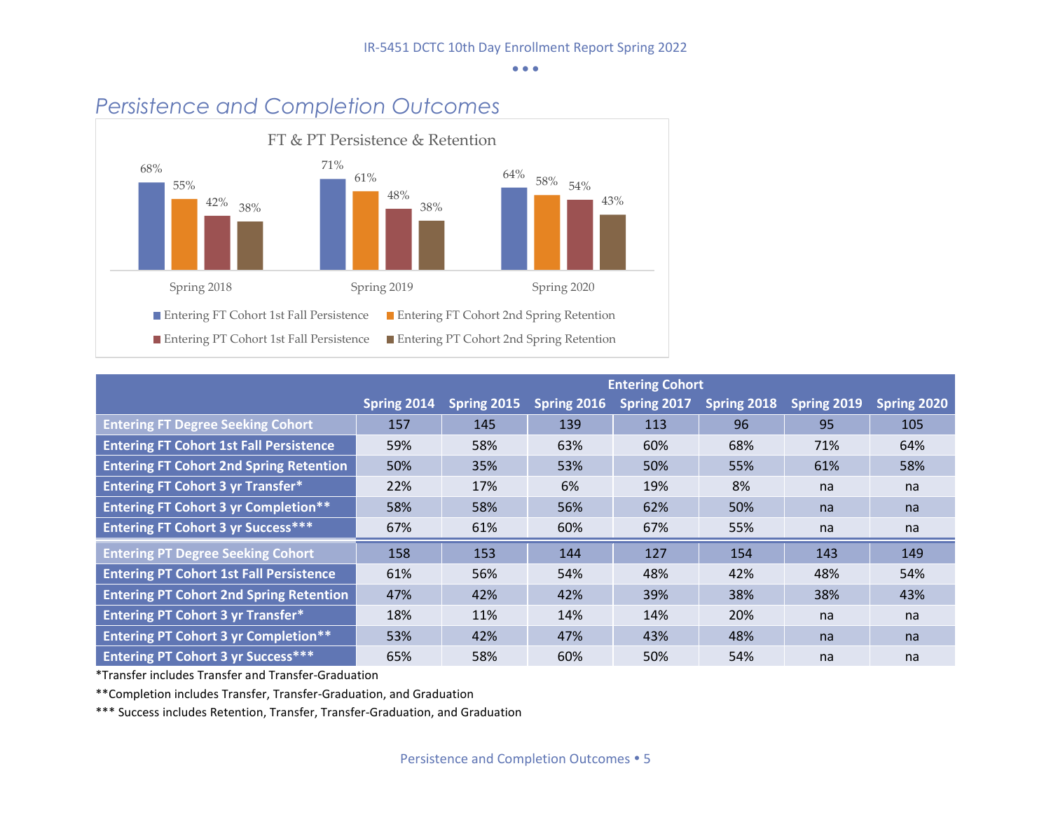## *Persistence and Completion Outcomes*

FT & PT Persistence & Retention

| | Entering FT Cohort 1st Fall Persistence | Entering FT Cohort 2nd Spring Retention | Entering PT Cohort 1st Fall Persistence | Entering PT Cohort 2nd Spring Retention |
|---|---|---|---|---|
| Spring 2018 | 68% | 55% | 42% | 38% |
| Spring 2019 | 71% | 61% | 48% | 38% |
| Spring 2020 | 64% | 58% | 54% | 43% |

| | Entering Cohort | | | | | | |
|---|---|---|---|---|---|---|---|
| | Spring 2014 | Spring 2015 | Spring 2016 | Spring 2017 | Spring 2018 | Spring 2019 | Spring 2020 |
| **Entering FT Degree Seeking Cohort** | 157 | 145 | 139 | 113 | 96 | 95 | 105 |
| **Entering FT Cohort 1st Fall Persistence** | 59% | 58% | 63% | 60% | 68% | 71% | 64% |
| **Entering FT Cohort 2nd Spring Retention** | 50% | 35% | 53% | 50% | 55% | 61% | 58% |
| **Entering FT Cohort 3 yr Transfer*** | 22% | 17% | 6% | 19% | 8% | na | na |
| **Entering FT Cohort 3 yr Completion**** | 58% | 58% | 56% | 62% | 50% | na | na |
| **Entering FT Cohort 3 yr Success***** | 67% | 61% | 60% | 67% | 55% | na | na |
| **Entering PT Degree Seeking Cohort** | 158 | 153 | 144 | 127 | 154 | 143 | 149 |
| **Entering PT Cohort 1st Fall Persistence** | 61% | 56% | 54% | 48% | 42% | 48% | 54% |
| **Entering PT Cohort 2nd Spring Retention** | 47% | 42% | 42% | 39% | 38% | 38% | 43% |
| **Entering PT Cohort 3 yr Transfer*** | 18% | 11% | 14% | 14% | 20% | na | na |
| **Entering PT Cohort 3 yr Completion**** | 53% | 42% | 47% | 43% | 48% | na | na |
| **Entering PT Cohort 3 yr Success***** | 65% | 58% | 60% | 50% | 54% | na | na |

*Transfer includes Transfer and Transfer-Graduation

**Completion includes Transfer, Transfer-Graduation, and Graduation

*** Success includes Retention, Transfer, Transfer-Graduation, and Graduation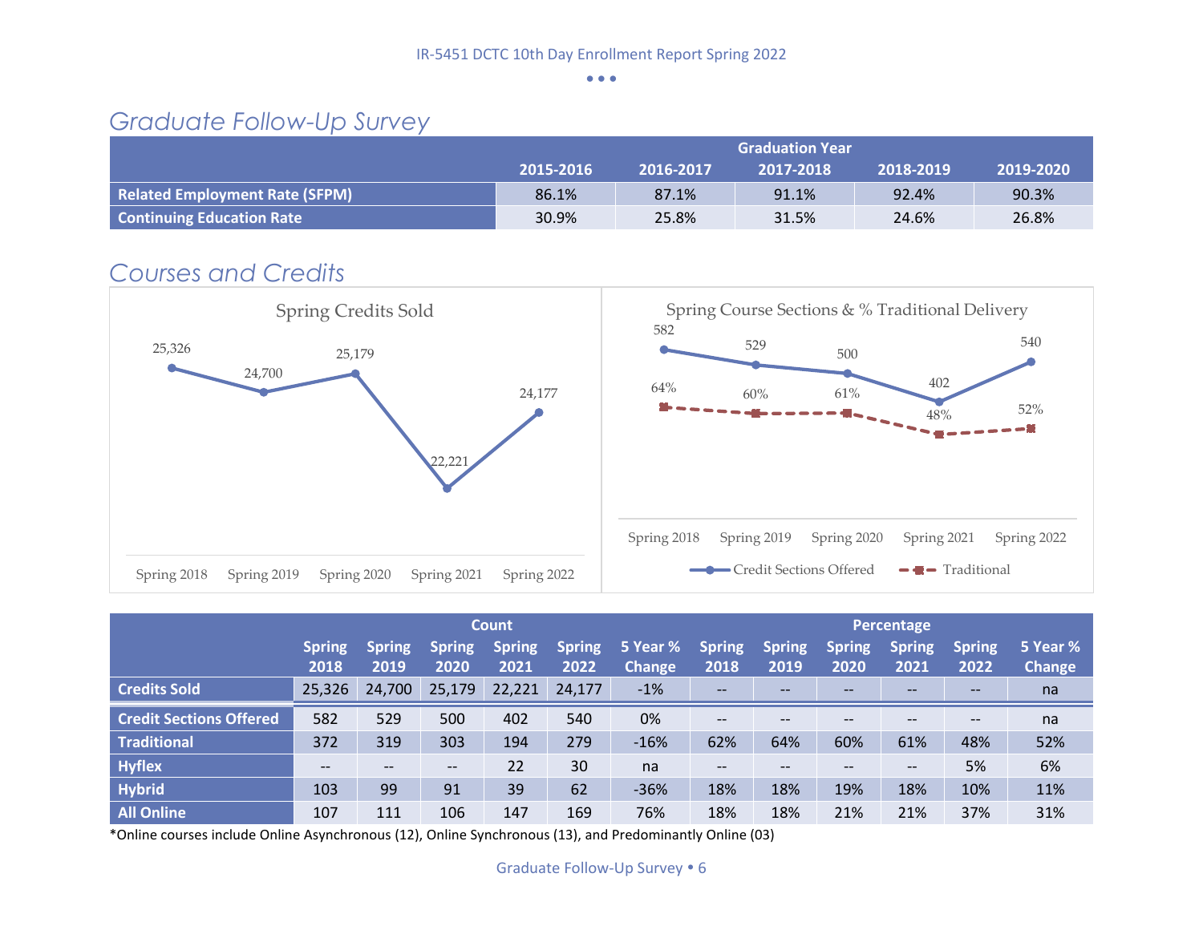## Graduate Follow-Up Survey

| | Graduation Year | | | | |
|---|---|---|---|---|---|
| | 2015-2016 | 2016-2017 | 2017-2018 | 2018-2019 | 2019-2020 |
| **Related Employment Rate (SFPM)** | 86.1% | 87.1% | 91.1% | 92.4% | 90.3% |
| **Continuing Education Rate** | 30.9% | 25.8% | 31.5% | 24.6% | 26.8% |

## Courses and Credits

Spring Credits Sold

25,326
24,700
25,179
22,221
24,177

Spring 2018 Spring 2019 Spring 2020 Spring 2021 Spring 2022

Spring Course Sections & % Traditional Delivery

582
529
500
402
540

64%
60%
61%
48%
52%

Spring 2018 Spring 2019 Spring 2020 Spring 2021 Spring 2022

Credit Sections Offered    Traditional

| | Count | | | | | | Percentage | | | | | |
|---|---|---|---|---|---|---|---|---|---|---|---|---|
| | Spring 2018 | Spring 2019 | Spring 2020 | Spring 2021 | Spring 2022 | 5 Year % Change | Spring 2018 | Spring 2019 | Spring 2020 | Spring 2021 | Spring 2022 | 5 Year % Change |
| **Credits Sold** | 25,326 | 24,700 | 25,179 | 22,221 | 24,177 | -1% | -- | -- | -- | -- | -- | na |
| **Credit Sections Offered** | 582 | 529 | 500 | 402 | 540 | 0% | -- | -- | -- | -- | -- | na |
| **Traditional** | 372 | 319 | 303 | 194 | 279 | -16% | 62% | 64% | 60% | 61% | 48% | 52% |
| **Hyflex** | -- | -- | -- | 22 | 30 | na | -- | -- | -- | -- | 5% | 6% |
| **Hybrid** | 103 | 99 | 91 | 39 | 62 | -36% | 18% | 18% | 19% | 18% | 10% | 11% |
| **All Online** | 107 | 111 | 106 | 147 | 169 | 76% | 18% | 18% | 21% | 21% | 37% | 31% |

*Online courses include Online Asynchronous (12), Online Synchronous (13), and Predominantly Online (03)